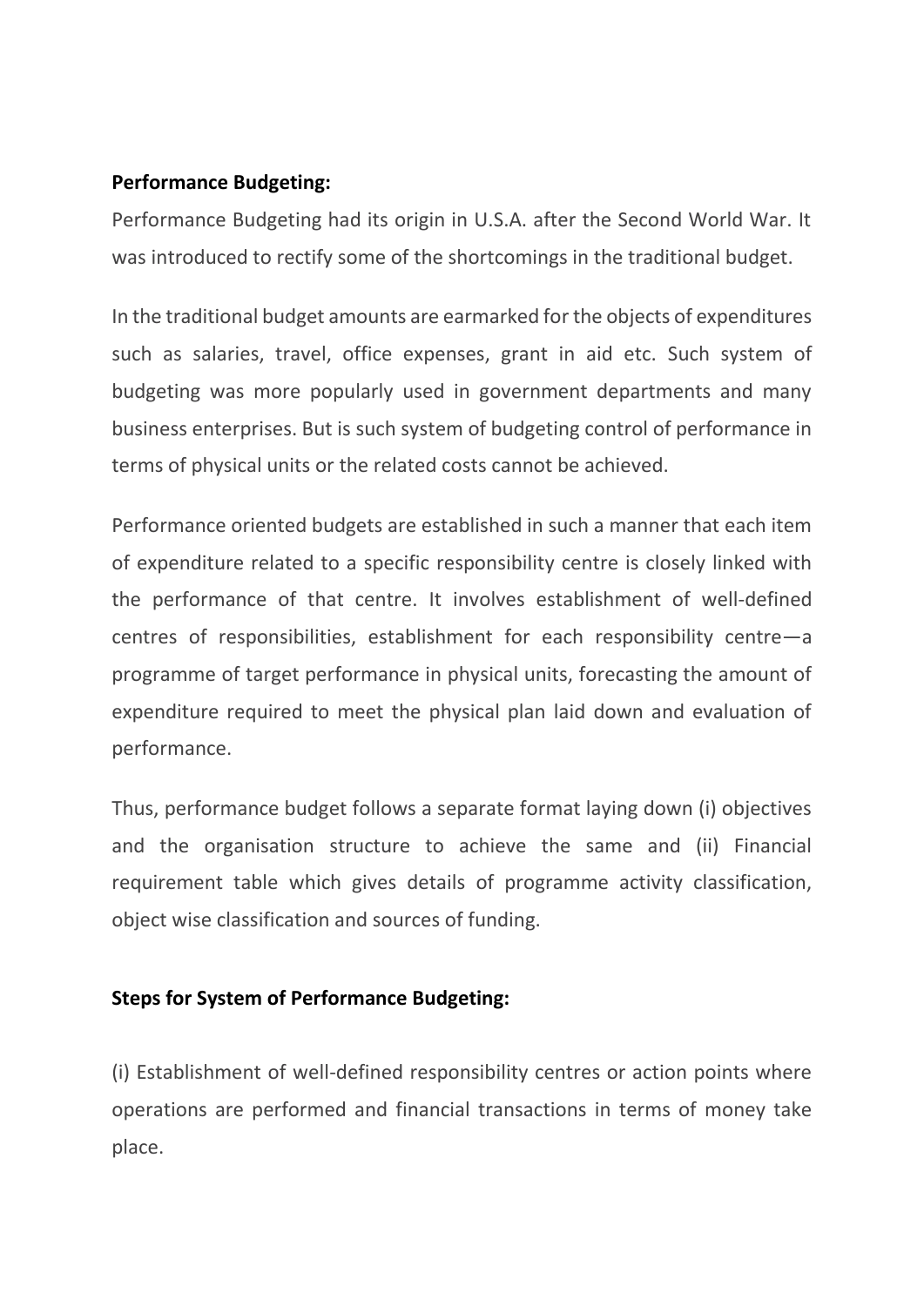**Performance Budgeting:**

Performance Budgeting had its origin in U.S.A. after the Second World War. It was introduced to rectify some of the shortcomings in the traditional budget.

In the traditional budget amounts are earmarked for the objects of expenditures such as salaries, travel, office expenses, grant in aid etc. Such system of budgeting was more popularly used in government departments and many business enterprises. But is such system of budgeting control of performance in terms of physical units or the related costs cannot be achieved.

Performance oriented budgets are established in such a manner that each item of expenditure related to a specific responsibility centre is closely linked with the performance of that centre. It involves establishment of well-defined centres of responsibilities, establishment for each responsibility centre—a programme of target performance in physical units, forecasting the amount of expenditure required to meet the physical plan laid down and evaluation of performance.

Thus, performance budget follows a separate format laying down (i) objectives and the organisation structure to achieve the same and (ii) Financial requirement table which gives details of programme activity classification, object wise classification and sources of funding.

**Steps for System of Performance Budgeting:**

(i) Establishment of well-defined responsibility centres or action points where operations are performed and financial transactions in terms of money take place.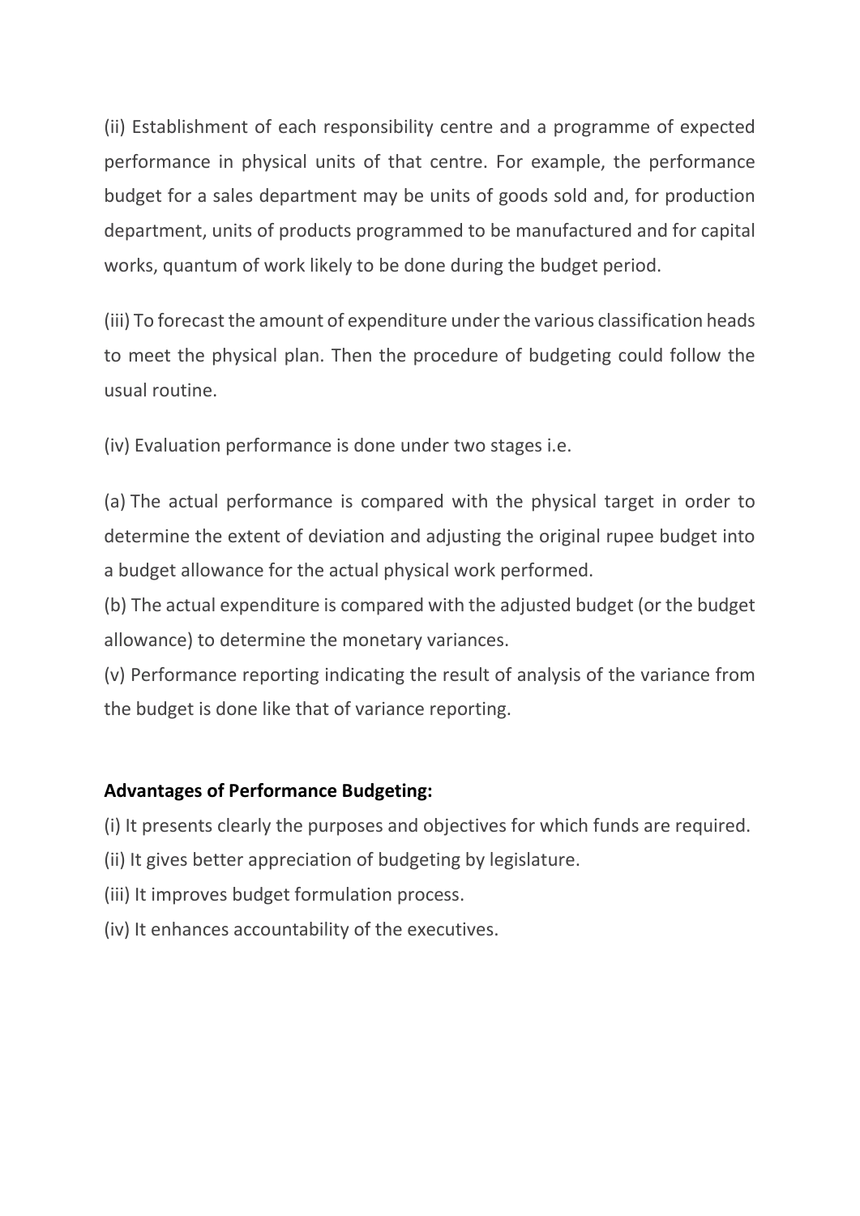(ii) Establishment of each responsibility centre and a programme of expected performance in physical units of that centre. For example, the performance budget for a sales department may be units of goods sold and, for production department, units of products programmed to be manufactured and for capital works, quantum of work likely to be done during the budget period.

(iii) To forecast the amount of expenditure under the various classification heads to meet the physical plan. Then the procedure of budgeting could follow the usual routine.

(iv) Evaluation performance is done under two stages i.e.

(a) The actual performance is compared with the physical target in order to determine the extent of deviation and adjusting the original rupee budget into a budget allowance for the actual physical work performed.

(b) The actual expenditure is compared with the adjusted budget (or the budget allowance) to determine the monetary variances.

(v) Performance reporting indicating the result of analysis of the variance from the budget is done like that of variance reporting.

**Advantages of Performance Budgeting:**

(i) It presents clearly the purposes and objectives for which funds are required.

(ii) It gives better appreciation of budgeting by legislature.

(iii) It improves budget formulation process.

(iv) It enhances accountability of the executives.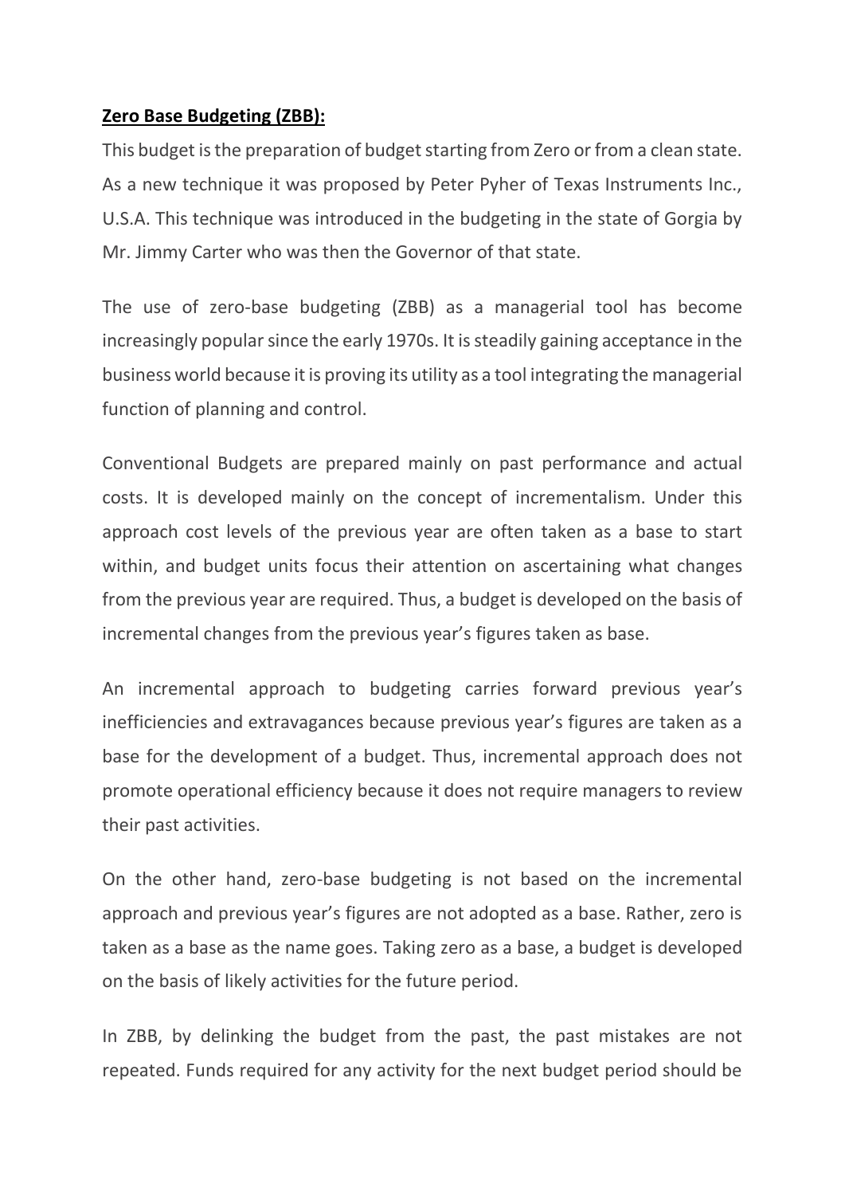**<u>Zero Base Budgeting (ZBB):</u>**

This budget is the preparation of budget starting from Zero or from a clean state. As a new technique it was proposed by Peter Pyher of Texas Instruments Inc., U.S.A. This technique was introduced in the budgeting in the state of Gorgia by Mr. Jimmy Carter who was then the Governor of that state.

The use of zero-base budgeting (ZBB) as a managerial tool has become increasingly popular since the early 1970s. It is steadily gaining acceptance in the business world because it is proving its utility as a tool integrating the managerial function of planning and control.

Conventional Budgets are prepared mainly on past performance and actual costs. It is developed mainly on the concept of incrementalism. Under this approach cost levels of the previous year are often taken as a base to start within, and budget units focus their attention on ascertaining what changes from the previous year are required. Thus, a budget is developed on the basis of incremental changes from the previous year's figures taken as base.

An incremental approach to budgeting carries forward previous year's inefficiencies and extravagances because previous year's figures are taken as a base for the development of a budget. Thus, incremental approach does not promote operational efficiency because it does not require managers to review their past activities.

On the other hand, zero-base budgeting is not based on the incremental approach and previous year's figures are not adopted as a base. Rather, zero is taken as a base as the name goes. Taking zero as a base, a budget is developed on the basis of likely activities for the future period.

In ZBB, by delinking the budget from the past, the past mistakes are not repeated. Funds required for any activity for the next budget period should be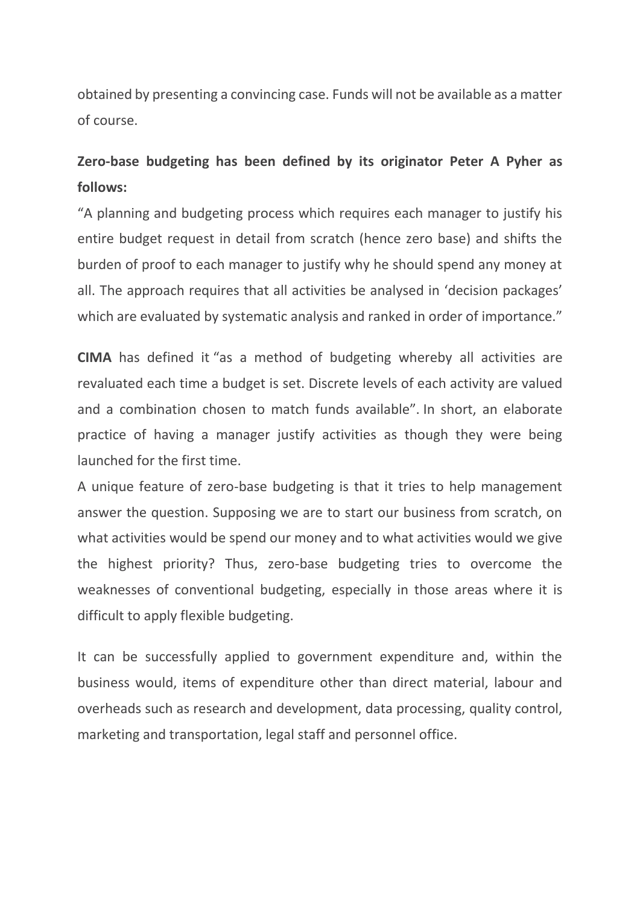obtained by presenting a convincing case. Funds will not be available as a matter of course.

**Zero-base budgeting has been defined by its originator Peter A Pyher as follows:**

"A planning and budgeting process which requires each manager to justify his entire budget request in detail from scratch (hence zero base) and shifts the burden of proof to each manager to justify why he should spend any money at all. The approach requires that all activities be analysed in 'decision packages' which are evaluated by systematic analysis and ranked in order of importance."

**CIMA** has defined it "as a method of budgeting whereby all activities are revaluated each time a budget is set. Discrete levels of each activity are valued and a combination chosen to match funds available". In short, an elaborate practice of having a manager justify activities as though they were being launched for the first time.

A unique feature of zero-base budgeting is that it tries to help management answer the question. Supposing we are to start our business from scratch, on what activities would be spend our money and to what activities would we give the highest priority? Thus, zero-base budgeting tries to overcome the weaknesses of conventional budgeting, especially in those areas where it is difficult to apply flexible budgeting.

It can be successfully applied to government expenditure and, within the business would, items of expenditure other than direct material, labour and overheads such as research and development, data processing, quality control, marketing and transportation, legal staff and personnel office.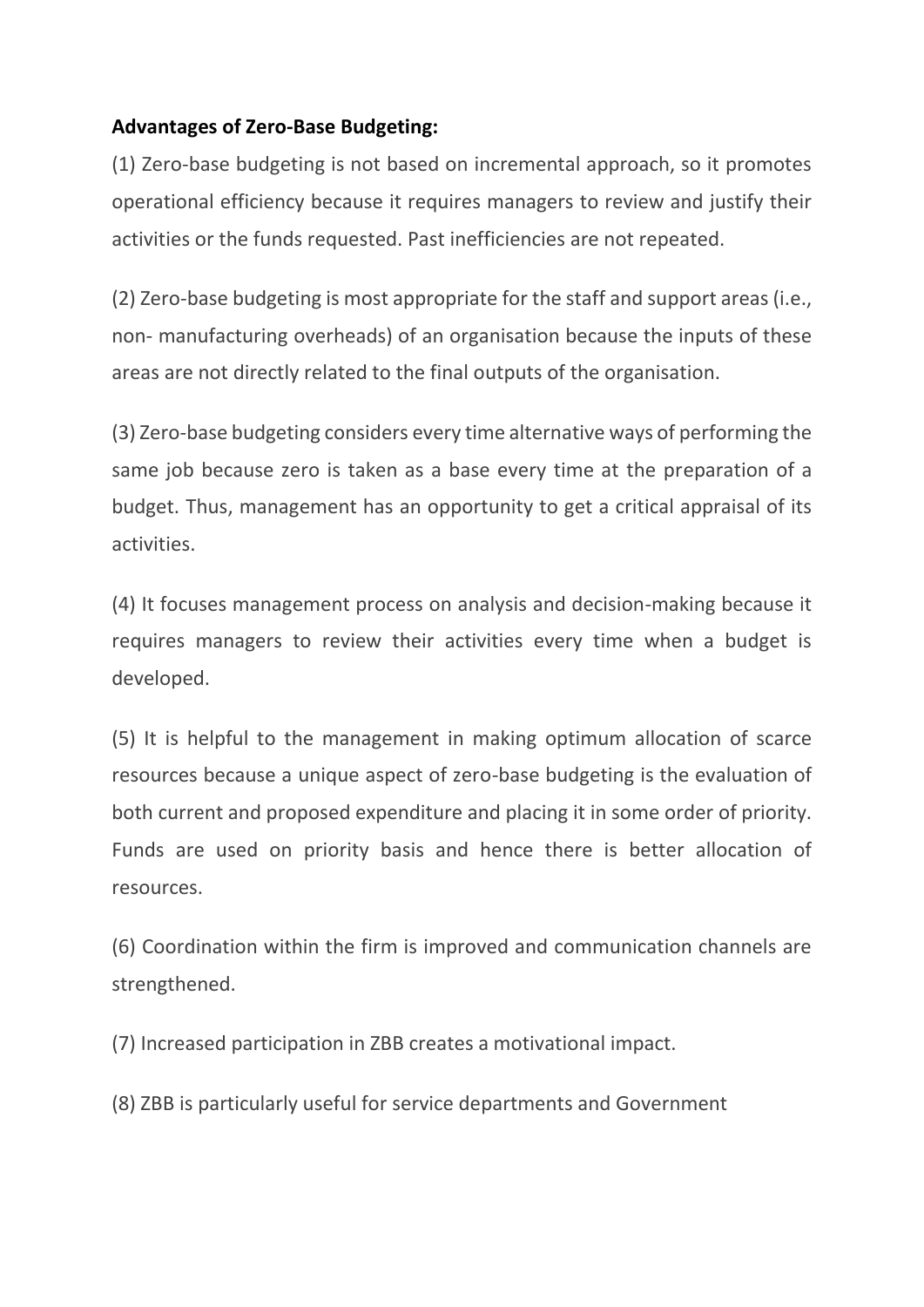**Advantages of Zero-Base Budgeting:**

(1) Zero-base budgeting is not based on incremental approach, so it promotes operational efficiency because it requires managers to review and justify their activities or the funds requested. Past inefficiencies are not repeated.

(2) Zero-base budgeting is most appropriate for the staff and support areas (i.e., non- manufacturing overheads) of an organisation because the inputs of these areas are not directly related to the final outputs of the organisation.

(3) Zero-base budgeting considers every time alternative ways of performing the same job because zero is taken as a base every time at the preparation of a budget. Thus, management has an opportunity to get a critical appraisal of its activities.

(4) It focuses management process on analysis and decision-making because it requires managers to review their activities every time when a budget is developed.

(5) It is helpful to the management in making optimum allocation of scarce resources because a unique aspect of zero-base budgeting is the evaluation of both current and proposed expenditure and placing it in some order of priority. Funds are used on priority basis and hence there is better allocation of resources.

(6) Coordination within the firm is improved and communication channels are strengthened.

(7) Increased participation in ZBB creates a motivational impact.

(8) ZBB is particularly useful for service departments and Government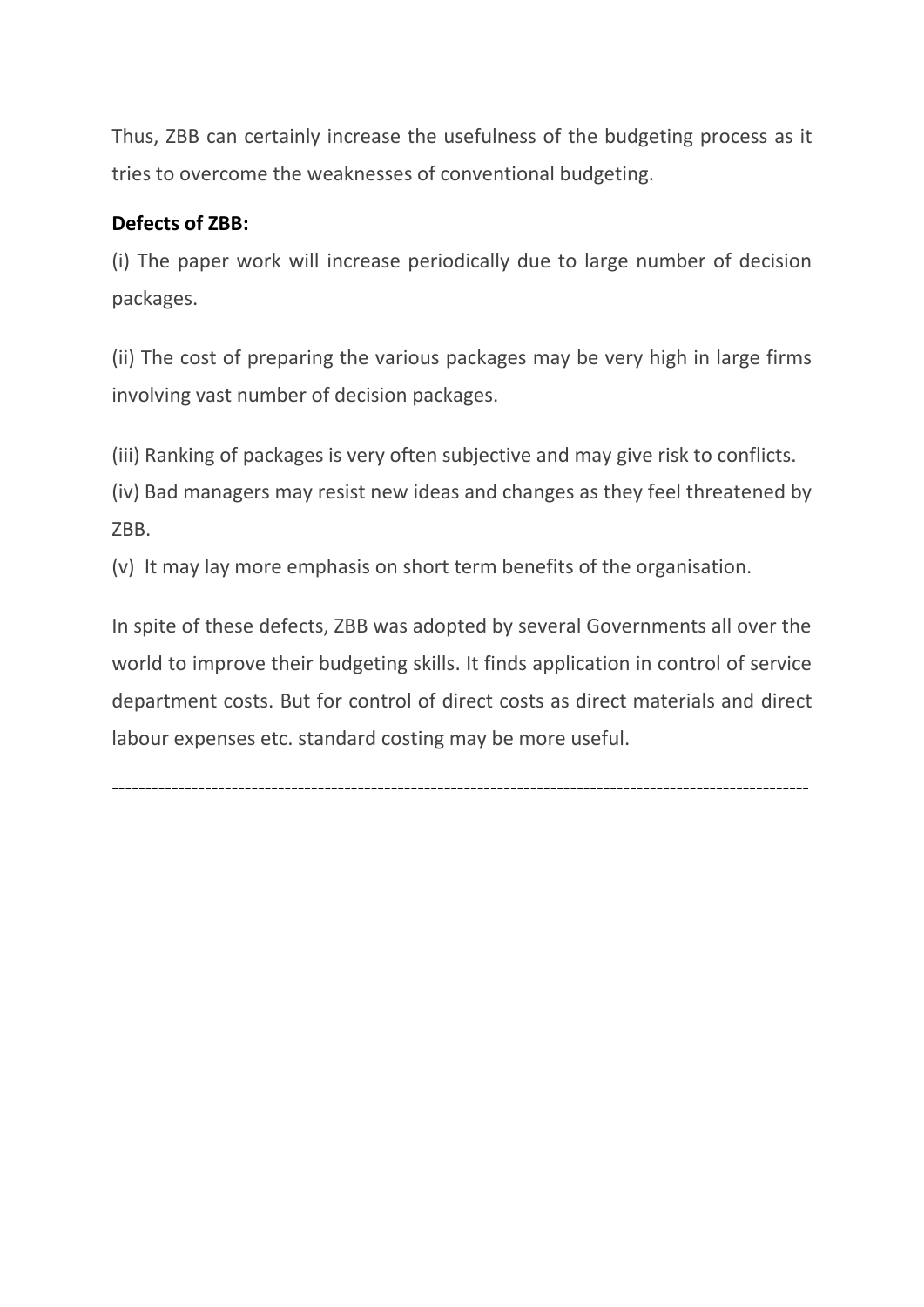Thus, ZBB can certainly increase the usefulness of the budgeting process as it tries to overcome the weaknesses of conventional budgeting.

**Defects of ZBB:**

(i) The paper work will increase periodically due to large number of decision packages.

(ii) The cost of preparing the various packages may be very high in large firms involving vast number of decision packages.

(iii) Ranking of packages is very often subjective and may give risk to conflicts.

(iv) Bad managers may resist new ideas and changes as they feel threatened by ZBB.

(v) It may lay more emphasis on short term benefits of the organisation.

In spite of these defects, ZBB was adopted by several Governments all over the world to improve their budgeting skills. It finds application in control of service department costs. But for control of direct costs as direct materials and direct labour expenses etc. standard costing may be more useful.

---